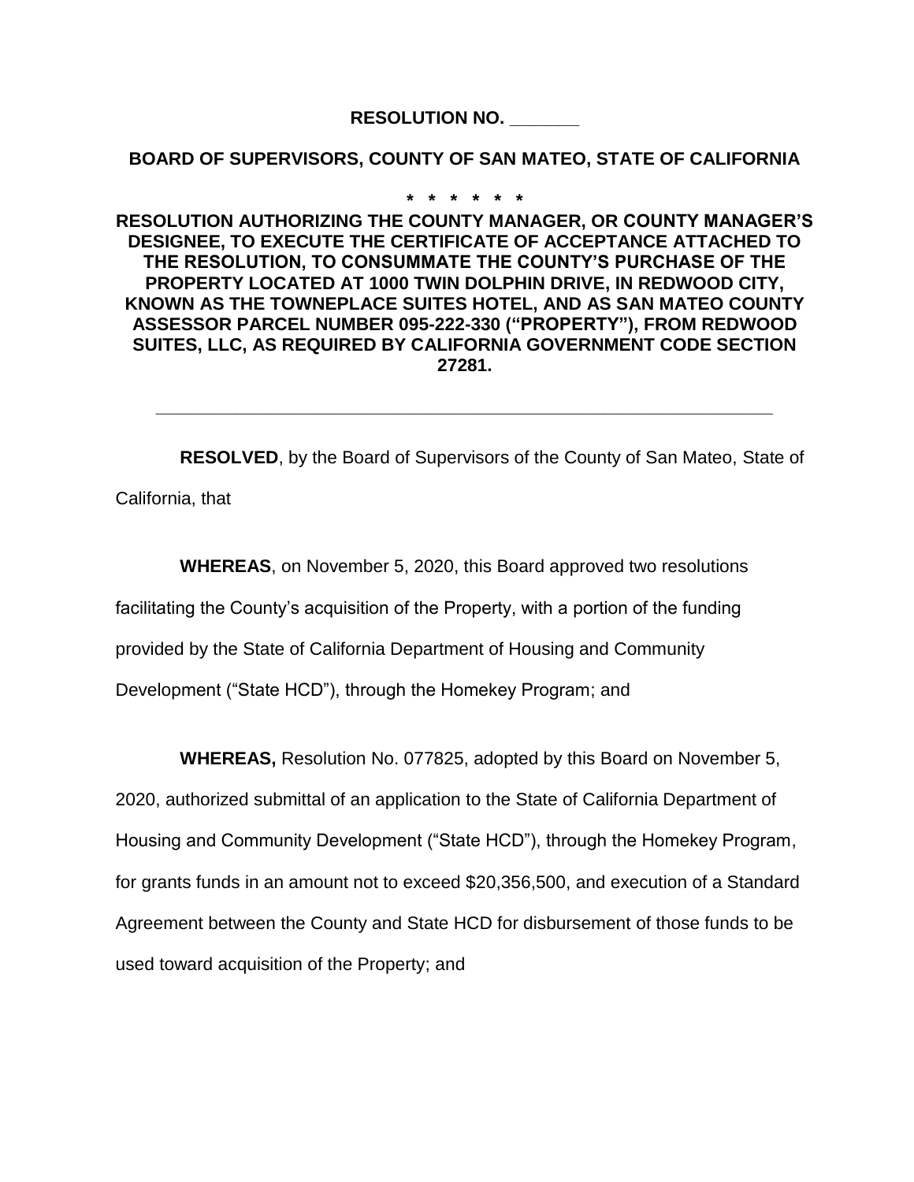**RESOLUTION NO. _______**

**BOARD OF SUPERVISORS, COUNTY OF SAN MATEO, STATE OF CALIFORNIA**

**\* \* \* \* \* \***

**RESOLUTION AUTHORIZING THE COUNTY MANAGER, OR COUNTY MANAGER'S DESIGNEE, TO EXECUTE THE CERTIFICATE OF ACCEPTANCE ATTACHED TO THE RESOLUTION, TO CONSUMMATE THE COUNTY'S PURCHASE OF THE PROPERTY LOCATED AT 1000 TWIN DOLPHIN DRIVE, IN REDWOOD CITY, KNOWN AS THE TOWNEPLACE SUITES HOTEL, AND AS SAN MATEO COUNTY ASSESSOR PARCEL NUMBER 095-222-330 ("PROPERTY"), FROM REDWOOD SUITES, LLC, AS REQUIRED BY CALIFORNIA GOVERNMENT CODE SECTION 27281.**

---

**RESOLVED**, by the Board of Supervisors of the County of San Mateo, State of California, that

**WHEREAS**, on November 5, 2020, this Board approved two resolutions facilitating the County's acquisition of the Property, with a portion of the funding provided by the State of California Department of Housing and Community Development ("State HCD"), through the Homekey Program; and

**WHEREAS,** Resolution No. 077825, adopted by this Board on November 5, 2020, authorized submittal of an application to the State of California Department of Housing and Community Development ("State HCD"), through the Homekey Program, for grants funds in an amount not to exceed $20,356,500, and execution of a Standard Agreement between the County and State HCD for disbursement of those funds to be used toward acquisition of the Property; and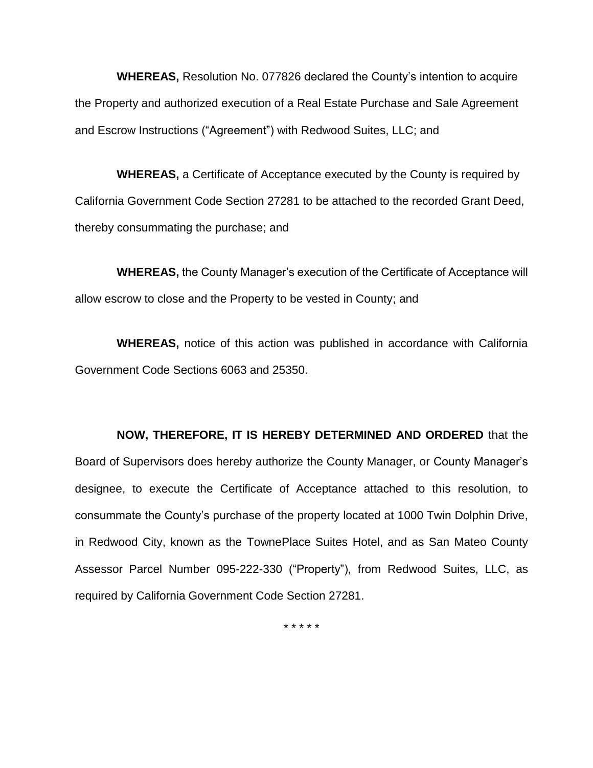**WHEREAS,** Resolution No. 077826 declared the County's intention to acquire the Property and authorized execution of a Real Estate Purchase and Sale Agreement and Escrow Instructions ("Agreement") with Redwood Suites, LLC; and

**WHEREAS,** a Certificate of Acceptance executed by the County is required by California Government Code Section 27281 to be attached to the recorded Grant Deed, thereby consummating the purchase; and

**WHEREAS,** the County Manager's execution of the Certificate of Acceptance will allow escrow to close and the Property to be vested in County; and

**WHEREAS,** notice of this action was published in accordance with California Government Code Sections 6063 and 25350.

**NOW, THEREFORE, IT IS HEREBY DETERMINED AND ORDERED** that the Board of Supervisors does hereby authorize the County Manager, or County Manager's designee, to execute the Certificate of Acceptance attached to this resolution, to consummate the County's purchase of the property located at 1000 Twin Dolphin Drive, in Redwood City, known as the TownePlace Suites Hotel, and as San Mateo County Assessor Parcel Number 095-222-330 ("Property"), from Redwood Suites, LLC, as required by California Government Code Section 27281.

\* \* \* \* \*